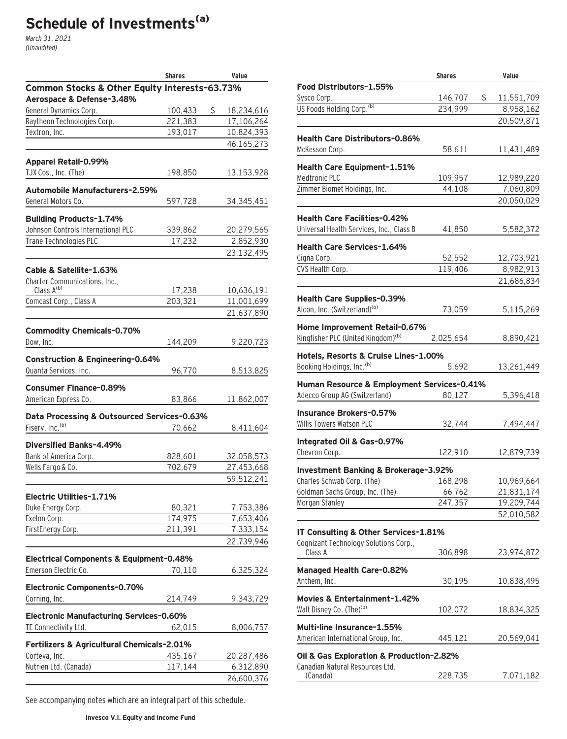# Schedule of Investments[a]

*March 31, 2021*
*(Unaudited)*

| | Shares | Value |
|---|---|---|
| **Common Stocks & Other Equity Interests-63.73%** | | |
| **Aerospace & Defense-3.48%** | | |
| General Dynamics Corp. | 100,433 | $ 18,234,616 |
| Raytheon Technologies Corp. | 221,383 | 17,106,264 |
| Textron, Inc. | 193,017 | 10,824,393 |
| | | 46,165,273 |
| **Apparel Retail-0.99%** | | |
| TJX Cos., Inc. (The) | 198,850 | 13,153,928 |
| **Automobile Manufacturers-2.59%** | | |
| General Motors Co. | 597,728 | 34,345,451 |
| **Building Products-1.74%** | | |
| Johnson Controls International PLC | 339,862 | 20,279,565 |
| Trane Technologies PLC | 17,232 | 2,852,930 |
| | | 23,132,495 |
| **Cable & Satellite-1.63%** | | |
| Charter Communications, Inc., Class A[b] | 17,238 | 10,636,191 |
| Comcast Corp., Class A | 203,321 | 11,001,699 |
| | | 21,637,890 |
| **Commodity Chemicals-0.70%** | | |
| Dow, Inc. | 144,209 | 9,220,723 |
| **Construction & Engineering-0.64%** | | |
| Quanta Services, Inc. | 96,770 | 8,513,825 |
| **Consumer Finance-0.89%** | | |
| American Express Co. | 83,866 | 11,862,007 |
| **Data Processing & Outsourced Services-0.63%** | | |
| Fiserv, Inc.[b] | 70,662 | 8,411,604 |
| **Diversified Banks-4.49%** | | |
| Bank of America Corp. | 828,601 | 32,058,573 |
| Wells Fargo & Co. | 702,679 | 27,453,668 |
| | | 59,512,241 |
| **Electric Utilities-1.71%** | | |
| Duke Energy Corp. | 80,321 | 7,753,386 |
| Exelon Corp. | 174,975 | 7,653,406 |
| FirstEnergy Corp. | 211,391 | 7,333,154 |
| | | 22,739,946 |
| **Electrical Components & Equipment-0.48%** | | |
| Emerson Electric Co. | 70,110 | 6,325,324 |
| **Electronic Components-0.70%** | | |
| Corning, Inc. | 214,749 | 9,343,729 |
| **Electronic Manufacturing Services-0.60%** | | |
| TE Connectivity Ltd. | 62,015 | 8,006,757 |
| **Fertilizers & Agricultural Chemicals-2.01%** | | |
| Corteva, Inc. | 435,167 | 20,287,486 |
| Nutrien Ltd. (Canada) | 117,144 | 6,312,890 |
| | | 26,600,376 |
| **Food Distributors-1.55%** | | |
| Sysco Corp. | 146,707 | $ 11,551,709 |
| US Foods Holding Corp.[b] | 234,999 | 8,958,162 |
| | | 20,509,871 |
| **Health Care Distributors-0.86%** | | |
| McKesson Corp. | 58,611 | 11,431,489 |
| **Health Care Equipment-1.51%** | | |
| Medtronic PLC | 109,957 | 12,989,220 |
| Zimmer Biomet Holdings, Inc. | 44,108 | 7,060,809 |
| | | 20,050,029 |
| **Health Care Facilities-0.42%** | | |
| Universal Health Services, Inc., Class B | 41,850 | 5,582,372 |
| **Health Care Services-1.64%** | | |
| Cigna Corp. | 52,552 | 12,703,921 |
| CVS Health Corp. | 119,406 | 8,982,913 |
| | | 21,686,834 |
| **Health Care Supplies-0.39%** | | |
| Alcon, Inc. (Switzerland)[b] | 73,059 | 5,115,269 |
| **Home Improvement Retail-0.67%** | | |
| Kingfisher PLC (United Kingdom)[b] | 2,025,654 | 8,890,421 |
| **Hotels, Resorts & Cruise Lines-1.00%** | | |
| Booking Holdings, Inc.[b] | 5,692 | 13,261,449 |
| **Human Resource & Employment Services-0.41%** | | |
| Adecco Group AG (Switzerland) | 80,127 | 5,396,418 |
| **Insurance Brokers-0.57%** | | |
| Willis Towers Watson PLC | 32,744 | 7,494,447 |
| **Integrated Oil & Gas-0.97%** | | |
| Chevron Corp. | 122,910 | 12,879,739 |
| **Investment Banking & Brokerage-3.92%** | | |
| Charles Schwab Corp. (The) | 168,298 | 10,969,664 |
| Goldman Sachs Group, Inc. (The) | 66,762 | 21,831,174 |
| Morgan Stanley | 247,357 | 19,209,744 |
| | | 52,010,582 |
| **IT Consulting & Other Services-1.81%** | | |
| Cognizant Technology Solutions Corp., Class A | 306,898 | 23,974,872 |
| **Managed Health Care-0.82%** | | |
| Anthem, Inc. | 30,195 | 10,838,495 |
| **Movies & Entertainment-1.42%** | | |
| Walt Disney Co. (The)[b] | 102,072 | 18,834,325 |
| **Multi-line Insurance-1.55%** | | |
| American International Group, Inc. | 445,121 | 20,569,041 |
| **Oil & Gas Exploration & Production-2.82%** | | |
| Canadian Natural Resources Ltd. (Canada) | 228,735 | 7,071,182 |

See accompanying notes which are an integral part of this schedule.

Invesco V.I. Equity and Income Fund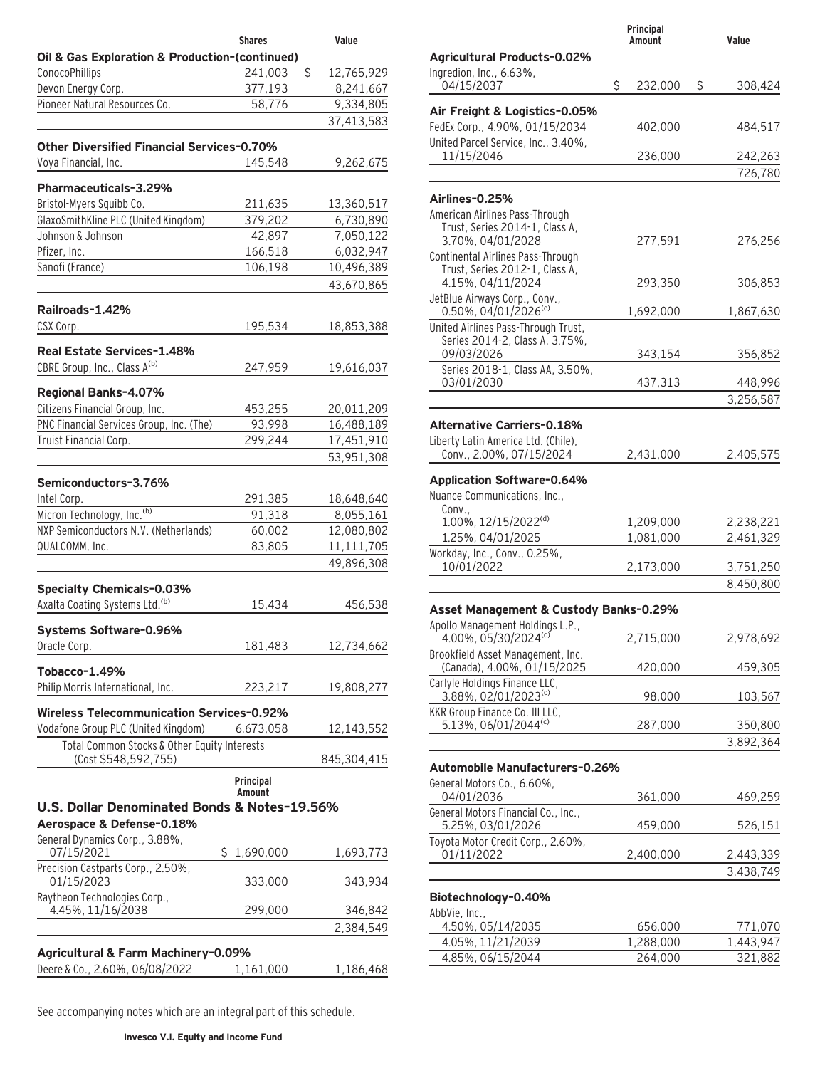| | Shares | Value |
|---|---|---|
| **Oil & Gas Exploration & Production-(continued)** | | |
| ConocoPhillips | 241,003 | $ 12,765,929 |
| Devon Energy Corp. | 377,193 | 8,241,667 |
| Pioneer Natural Resources Co. | 58,776 | 9,334,805 |
| | | 37,413,583 |
| **Other Diversified Financial Services-0.70%** | | |
| Voya Financial, Inc. | 145,548 | 9,262,675 |
| **Pharmaceuticals-3.29%** | | |
| Bristol-Myers Squibb Co. | 211,635 | 13,360,517 |
| GlaxoSmithKline PLC (United Kingdom) | 379,202 | 6,730,890 |
| Johnson & Johnson | 42,897 | 7,050,122 |
| Pfizer, Inc. | 166,518 | 6,032,947 |
| Sanofi (France) | 106,198 | 10,496,389 |
| | | 43,670,865 |
| **Railroads-1.42%** | | |
| CSX Corp. | 195,534 | 18,853,388 |
| **Real Estate Services-1.48%** | | |
| CBRE Group, Inc., Class A(b) | 247,959 | 19,616,037 |
| **Regional Banks-4.07%** | | |
| Citizens Financial Group, Inc. | 453,255 | 20,011,209 |
| PNC Financial Services Group, Inc. (The) | 93,998 | 16,488,189 |
| Truist Financial Corp. | 299,244 | 17,451,910 |
| | | 53,951,308 |
| **Semiconductors-3.76%** | | |
| Intel Corp. | 291,385 | 18,648,640 |
| Micron Technology, Inc.(b) | 91,318 | 8,055,161 |
| NXP Semiconductors N.V. (Netherlands) | 60,002 | 12,080,802 |
| QUALCOMM, Inc. | 83,805 | 11,111,705 |
| | | 49,896,308 |
| **Specialty Chemicals-0.03%** | | |
| Axalta Coating Systems Ltd.(b) | 15,434 | 456,538 |
| **Systems Software-0.96%** | | |
| Oracle Corp. | 181,483 | 12,734,662 |
| **Tobacco-1.49%** | | |
| Philip Morris International, Inc. | 223,217 | 19,808,277 |
| **Wireless Telecommunication Services-0.92%** | | |
| Vodafone Group PLC (United Kingdom) | 6,673,058 | 12,143,552 |
| Total Common Stocks & Other Equity Interests (Cost $548,592,755) | | 845,304,415 |

## U.S. Dollar Denominated Bonds & Notes-19.56%

| | Principal Amount | Value |
|---|---|---|
| **Aerospace & Defense-0.18%** | | |
| General Dynamics Corp., 3.88%, 07/15/2021 | $ 1,690,000 | 1,693,773 |
| Precision Castparts Corp., 2.50%, 01/15/2023 | 333,000 | 343,934 |
| Raytheon Technologies Corp., 4.45%, 11/16/2038 | 299,000 | 346,842 |
| | | 2,384,549 |
| **Agricultural & Farm Machinery-0.09%** | | |
| Deere & Co., 2.60%, 06/08/2022 | 1,161,000 | 1,186,468 |
| **Agricultural Products-0.02%** | | |
| Ingredion, Inc., 6.63%, 04/15/2037 | $ 232,000 | $ 308,424 |
| **Air Freight & Logistics-0.05%** | | |
| FedEx Corp., 4.90%, 01/15/2034 | 402,000 | 484,517 |
| United Parcel Service, Inc., 3.40%, 11/15/2046 | 236,000 | 242,263 |
| | | 726,780 |
| **Airlines-0.25%** | | |
| American Airlines Pass-Through Trust, Series 2014-1, Class A, 3.70%, 04/01/2028 | 277,591 | 276,256 |
| Continental Airlines Pass-Through Trust, Series 2012-1, Class A, 4.15%, 04/11/2024 | 293,350 | 306,853 |
| JetBlue Airways Corp., Conv., 0.50%, 04/01/2026(c) | 1,692,000 | 1,867,630 |
| United Airlines Pass-Through Trust, Series 2014-2, Class A, 3.75%, 09/03/2026 | 343,154 | 356,852 |
| Series 2018-1, Class AA, 3.50%, 03/01/2030 | 437,313 | 448,996 |
| | | 3,256,587 |
| **Alternative Carriers-0.18%** | | |
| Liberty Latin America Ltd. (Chile), Conv., 2.00%, 07/15/2024 | 2,431,000 | 2,405,575 |
| **Application Software-0.64%** | | |
| Nuance Communications, Inc., Conv., 1.00%, 12/15/2022(d) | 1,209,000 | 2,238,221 |
| 1.25%, 04/01/2025 | 1,081,000 | 2,461,329 |
| Workday, Inc., Conv., 0.25%, 10/01/2022 | 2,173,000 | 3,751,250 |
| | | 8,450,800 |
| **Asset Management & Custody Banks-0.29%** | | |
| Apollo Management Holdings L.P., 4.00%, 05/30/2024(c) | 2,715,000 | 2,978,692 |
| Brookfield Asset Management, Inc. (Canada), 4.00%, 01/15/2025 | 420,000 | 459,305 |
| Carlyle Holdings Finance LLC, 3.88%, 02/01/2023(c) | 98,000 | 103,567 |
| KKR Group Finance Co. III LLC, 5.13%, 06/01/2044(c) | 287,000 | 350,800 |
| | | 3,892,364 |
| **Automobile Manufacturers-0.26%** | | |
| General Motors Co., 6.60%, 04/01/2036 | 361,000 | 469,259 |
| General Motors Financial Co., Inc., 5.25%, 03/01/2026 | 459,000 | 526,151 |
| Toyota Motor Credit Corp., 2.60%, 01/11/2022 | 2,400,000 | 2,443,339 |
| | | 3,438,749 |
| **Biotechnology-0.40%** | | |
| AbbVie, Inc., 4.50%, 05/14/2035 | 656,000 | 771,070 |
| 4.05%, 11/21/2039 | 1,288,000 | 1,443,947 |
| 4.85%, 06/15/2044 | 264,000 | 321,882 |

See accompanying notes which are an integral part of this schedule.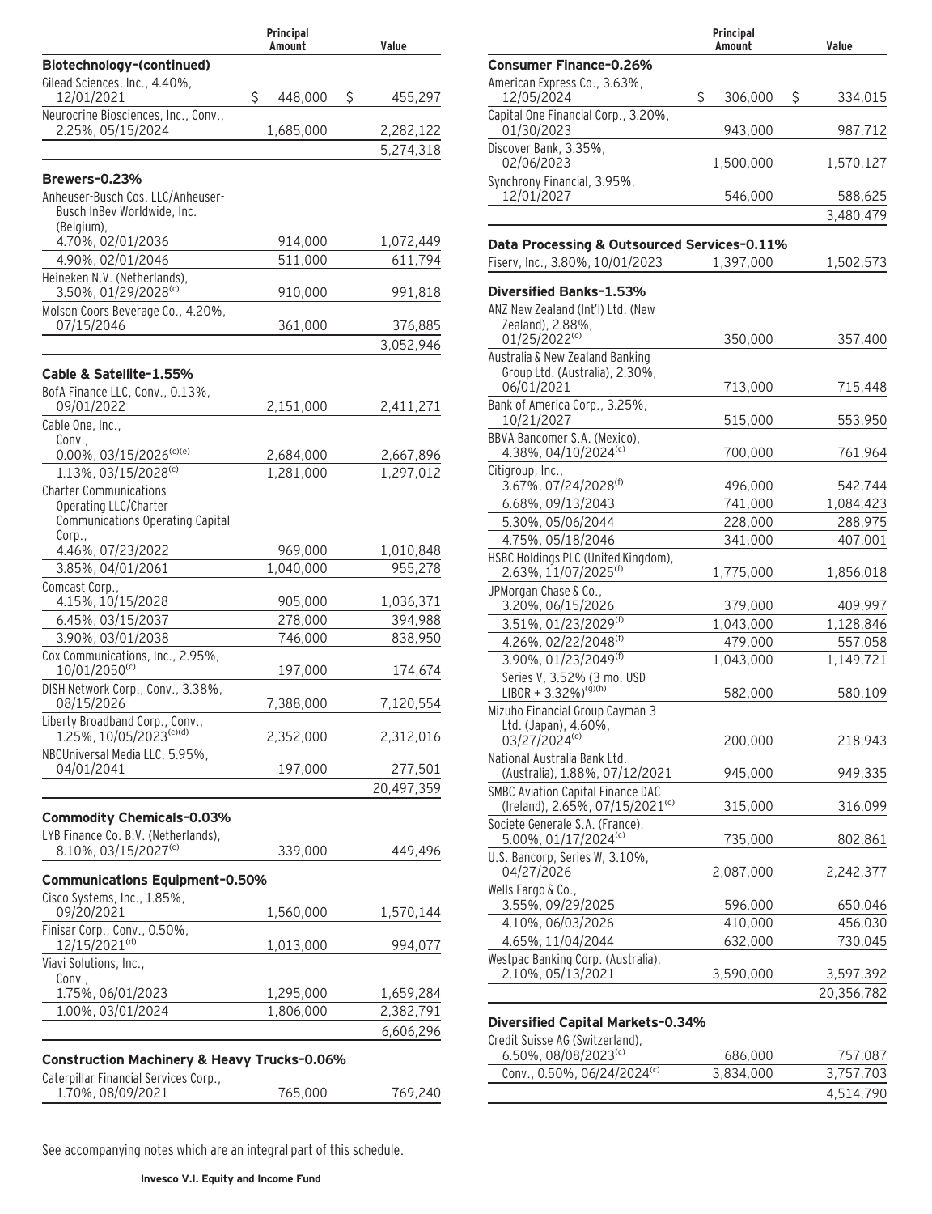| | Principal Amount | Value |
|---|---|---|
| **Biotechnology–(continued)** | | |
| Gilead Sciences, Inc., 4.40%, 12/01/2021 | $ 448,000 | $ 455,297 |
| Neurocrine Biosciences, Inc., Conv., 2.25%, 05/15/2024 | 1,685,000 | 2,282,122 |
| | | 5,274,318 |
| **Brewers–0.23%** | | |
| Anheuser-Busch Cos. LLC/Anheuser-Busch InBev Worldwide, Inc. (Belgium), 4.70%, 02/01/2036 | 914,000 | 1,072,449 |
| 4.90%, 02/01/2046 | 511,000 | 611,794 |
| Heineken N.V. (Netherlands), 3.50%, 01/29/2028[(c)] | 910,000 | 991,818 |
| Molson Coors Beverage Co., 4.20%, 07/15/2046 | 361,000 | 376,885 |
| | | 3,052,946 |
| **Cable & Satellite–1.55%** | | |
| BofA Finance LLC, Conv., 0.13%, 09/01/2022 | 2,151,000 | 2,411,271 |
| Cable One, Inc., Conv., 0.00%, 03/15/2026[(c)(e)] | 2,684,000 | 2,667,896 |
| 1.13%, 03/15/2028[(c)] | 1,281,000 | 1,297,012 |
| Charter Communications Operating LLC/Charter Communications Operating Capital Corp., 4.46%, 07/23/2022 | 969,000 | 1,010,848 |
| 3.85%, 04/01/2061 | 1,040,000 | 955,278 |
| Comcast Corp., 4.15%, 10/15/2028 | 905,000 | 1,036,371 |
| 6.45%, 03/15/2037 | 278,000 | 394,988 |
| 3.90%, 03/01/2038 | 746,000 | 838,950 |
| Cox Communications, Inc., 2.95%, 10/01/2050[(c)] | 197,000 | 174,674 |
| DISH Network Corp., Conv., 3.38%, 08/15/2026 | 7,388,000 | 7,120,554 |
| Liberty Broadband Corp., Conv., 1.25%, 10/05/2023[(c)(d)] | 2,352,000 | 2,312,016 |
| NBCUniversal Media LLC, 5.95%, 04/01/2041 | 197,000 | 277,501 |
| | | 20,497,359 |
| **Commodity Chemicals–0.03%** | | |
| LYB Finance Co. B.V. (Netherlands), 8.10%, 03/15/2027[(c)] | 339,000 | 449,496 |
| **Communications Equipment–0.50%** | | |
| Cisco Systems, Inc., 1.85%, 09/20/2021 | 1,560,000 | 1,570,144 |
| Finisar Corp., Conv., 0.50%, 12/15/2021[(d)] | 1,013,000 | 994,077 |
| Viavi Solutions, Inc., Conv., 1.75%, 06/01/2023 | 1,295,000 | 1,659,284 |
| 1.00%, 03/01/2024 | 1,806,000 | 2,382,791 |
| | | 6,606,296 |
| **Construction Machinery & Heavy Trucks–0.06%** | | |
| Caterpillar Financial Services Corp., 1.70%, 08/09/2021 | 765,000 | 769,240 |
| **Consumer Finance–0.26%** | | |
| American Express Co., 3.63%, 12/05/2024 | $ 306,000 | $ 334,015 |
| Capital One Financial Corp., 3.20%, 01/30/2023 | 943,000 | 987,712 |
| Discover Bank, 3.35%, 02/06/2023 | 1,500,000 | 1,570,127 |
| Synchrony Financial, 3.95%, 12/01/2027 | 546,000 | 588,625 |
| | | 3,480,479 |
| **Data Processing & Outsourced Services–0.11%** | | |
| Fiserv, Inc., 3.80%, 10/01/2023 | 1,397,000 | 1,502,573 |
| **Diversified Banks–1.53%** | | |
| ANZ New Zealand (Int'l) Ltd. (New Zealand), 2.88%, 01/25/2022[(c)] | 350,000 | 357,400 |
| Australia & New Zealand Banking Group Ltd. (Australia), 2.30%, 06/01/2021 | 713,000 | 715,448 |
| Bank of America Corp., 3.25%, 10/21/2027 | 515,000 | 553,950 |
| BBVA Bancomer S.A. (Mexico), 4.38%, 04/10/2024[(c)] | 700,000 | 761,964 |
| Citigroup, Inc., 3.67%, 07/24/2028[(f)] | 496,000 | 542,744 |
| 6.68%, 09/13/2043 | 741,000 | 1,084,423 |
| 5.30%, 05/06/2044 | 228,000 | 288,975 |
| 4.75%, 05/18/2046 | 341,000 | 407,001 |
| HSBC Holdings PLC (United Kingdom), 2.63%, 11/07/2025[(f)] | 1,775,000 | 1,856,018 |
| JPMorgan Chase & Co., 3.20%, 06/15/2026 | 379,000 | 409,997 |
| 3.51%, 01/23/2029[(f)] | 1,043,000 | 1,128,846 |
| 4.26%, 02/22/2048[(f)] | 479,000 | 557,058 |
| 3.90%, 01/23/2049[(f)] | 1,043,000 | 1,149,721 |
| Series V, 3.52% (3 mo. USD LIBOR + 3.32%)[(g)(h)] | 582,000 | 580,109 |
| Mizuho Financial Group Cayman 3 Ltd. (Japan), 4.60%, 03/27/2024[(c)] | 200,000 | 218,943 |
| National Australia Bank Ltd. (Australia), 1.88%, 07/12/2021 | 945,000 | 949,335 |
| SMBC Aviation Capital Finance DAC (Ireland), 2.65%, 07/15/2021[(c)] | 315,000 | 316,099 |
| Societe Generale S.A. (France), 5.00%, 01/17/2024[(c)] | 735,000 | 802,861 |
| U.S. Bancorp, Series W, 3.10%, 04/27/2026 | 2,087,000 | 2,242,377 |
| Wells Fargo & Co., 3.55%, 09/29/2025 | 596,000 | 650,046 |
| 4.10%, 06/03/2026 | 410,000 | 456,030 |
| 4.65%, 11/04/2044 | 632,000 | 730,045 |
| Westpac Banking Corp. (Australia), 2.10%, 05/13/2021 | 3,590,000 | 3,597,392 |
| | | 20,356,782 |
| **Diversified Capital Markets–0.34%** | | |
| Credit Suisse AG (Switzerland), 6.50%, 08/08/2023[(c)] | 686,000 | 757,087 |
| Conv., 0.50%, 06/24/2024[(c)] | 3,834,000 | 3,757,703 |
| | | 4,514,790 |

See accompanying notes which are an integral part of this schedule.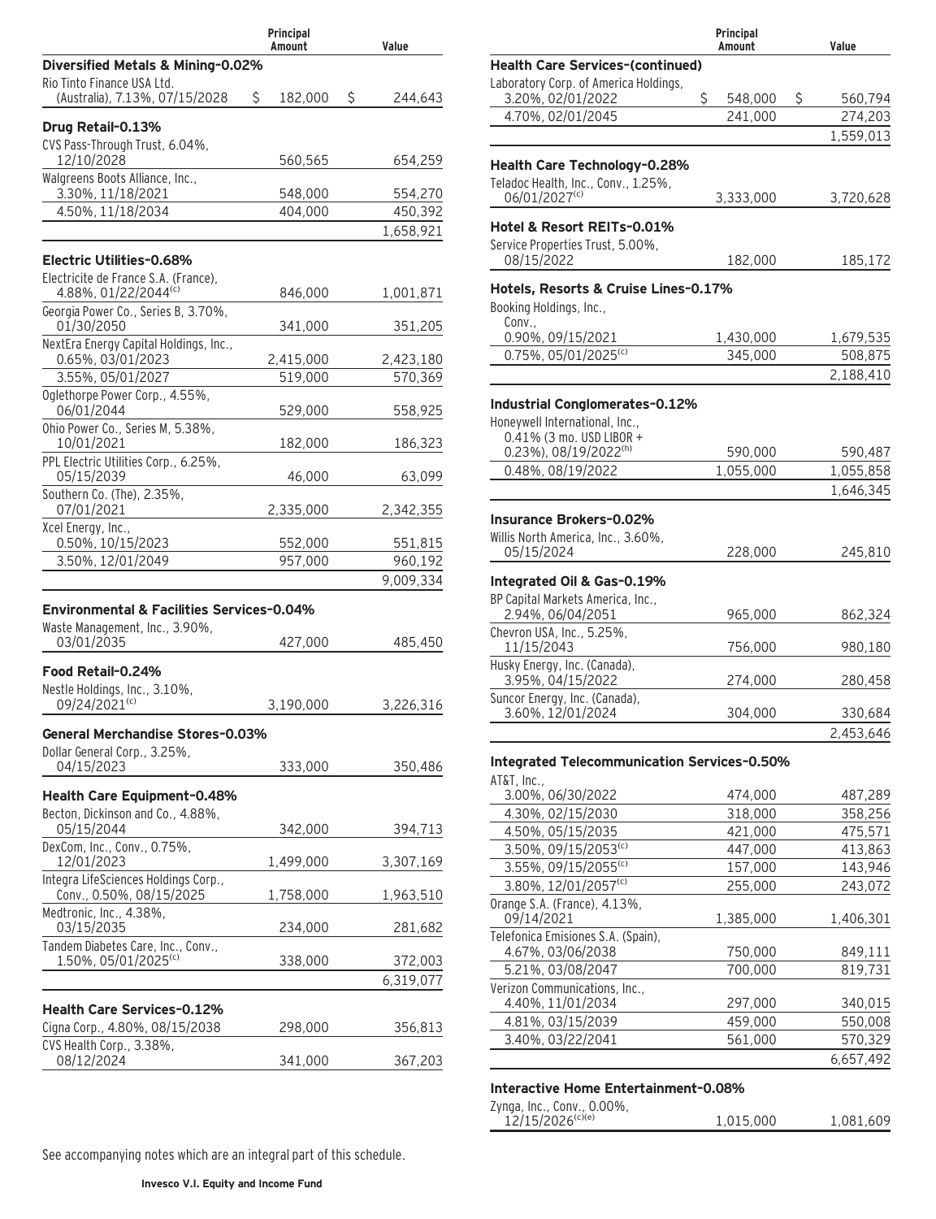| | Principal Amount | Value |
|---|---|---|
| **Diversified Metals & Mining–0.02%** | | |
| Rio Tinto Finance USA Ltd. (Australia), 7.13%, 07/15/2028 | $ 182,000 | $ 244,643 |
| **Drug Retail–0.13%** | | |
| CVS Pass-Through Trust, 6.04%, 12/10/2028 | 560,565 | 654,259 |
| Walgreens Boots Alliance, Inc., 3.30%, 11/18/2021 | 548,000 | 554,270 |
| 4.50%, 11/18/2034 | 404,000 | 450,392 |
| | | 1,658,921 |
| **Electric Utilities–0.68%** | | |
| Electricite de France S.A. (France), 4.88%, 01/22/2044[(c)] | 846,000 | 1,001,871 |
| Georgia Power Co., Series B, 3.70%, 01/30/2050 | 341,000 | 351,205 |
| NextEra Energy Capital Holdings, Inc., 0.65%, 03/01/2023 | 2,415,000 | 2,423,180 |
| 3.55%, 05/01/2027 | 519,000 | 570,369 |
| Oglethorpe Power Corp., 4.55%, 06/01/2044 | 529,000 | 558,925 |
| Ohio Power Co., Series M, 5.38%, 10/01/2021 | 182,000 | 186,323 |
| PPL Electric Utilities Corp., 6.25%, 05/15/2039 | 46,000 | 63,099 |
| Southern Co. (The), 2.35%, 07/01/2021 | 2,335,000 | 2,342,355 |
| Xcel Energy, Inc., 0.50%, 10/15/2023 | 552,000 | 551,815 |
| 3.50%, 12/01/2049 | 957,000 | 960,192 |
| | | 9,009,334 |
| **Environmental & Facilities Services–0.04%** | | |
| Waste Management, Inc., 3.90%, 03/01/2035 | 427,000 | 485,450 |
| **Food Retail–0.24%** | | |
| Nestle Holdings, Inc., 3.10%, 09/24/2021[(c)] | 3,190,000 | 3,226,316 |
| **General Merchandise Stores–0.03%** | | |
| Dollar General Corp., 3.25%, 04/15/2023 | 333,000 | 350,486 |
| **Health Care Equipment–0.48%** | | |
| Becton, Dickinson and Co., 4.88%, 05/15/2044 | 342,000 | 394,713 |
| DexCom, Inc., Conv., 0.75%, 12/01/2023 | 1,499,000 | 3,307,169 |
| Integra LifeSciences Holdings Corp., Conv., 0.50%, 08/15/2025 | 1,758,000 | 1,963,510 |
| Medtronic, Inc., 4.38%, 03/15/2035 | 234,000 | 281,682 |
| Tandem Diabetes Care, Inc., Conv., 1.50%, 05/01/2025[(c)] | 338,000 | 372,003 |
| | | 6,319,077 |
| **Health Care Services–0.12%** | | |
| Cigna Corp., 4.80%, 08/15/2038 | 298,000 | 356,813 |
| CVS Health Corp., 3.38%, 08/12/2024 | 341,000 | 367,203 |
| **Health Care Services–(continued)** | | |
| Laboratory Corp. of America Holdings, 3.20%, 02/01/2022 | $ 548,000 | $ 560,794 |
| 4.70%, 02/01/2045 | 241,000 | 274,203 |
| | | 1,559,013 |
| **Health Care Technology–0.28%** | | |
| Teladoc Health, Inc., Conv., 1.25%, 06/01/2027[(c)] | 3,333,000 | 3,720,628 |
| **Hotel & Resort REITs–0.01%** | | |
| Service Properties Trust, 5.00%, 08/15/2022 | 182,000 | 185,172 |
| **Hotels, Resorts & Cruise Lines–0.17%** | | |
| Booking Holdings, Inc., Conv., 0.90%, 09/15/2021 | 1,430,000 | 1,679,535 |
| 0.75%, 05/01/2025[(c)] | 345,000 | 508,875 |
| | | 2,188,410 |
| **Industrial Conglomerates–0.12%** | | |
| Honeywell International, Inc., 0.41% (3 mo. USD LIBOR + 0.23%), 08/19/2022[(h)] | 590,000 | 590,487 |
| 0.48%, 08/19/2022 | 1,055,000 | 1,055,858 |
| | | 1,646,345 |
| **Insurance Brokers–0.02%** | | |
| Willis North America, Inc., 3.60%, 05/15/2024 | 228,000 | 245,810 |
| **Integrated Oil & Gas–0.19%** | | |
| BP Capital Markets America, Inc., 2.94%, 06/04/2051 | 965,000 | 862,324 |
| Chevron USA, Inc., 5.25%, 11/15/2043 | 756,000 | 980,180 |
| Husky Energy, Inc. (Canada), 3.95%, 04/15/2022 | 274,000 | 280,458 |
| Suncor Energy, Inc. (Canada), 3.60%, 12/01/2024 | 304,000 | 330,684 |
| | | 2,453,646 |
| **Integrated Telecommunication Services–0.50%** | | |
| AT&T, Inc., 3.00%, 06/30/2022 | 474,000 | 487,289 |
| 4.30%, 02/15/2030 | 318,000 | 358,256 |
| 4.50%, 05/15/2035 | 421,000 | 475,571 |
| 3.50%, 09/15/2053[(c)] | 447,000 | 413,863 |
| 3.55%, 09/15/2055[(c)] | 157,000 | 143,946 |
| 3.80%, 12/01/2057[(c)] | 255,000 | 243,072 |
| Orange S.A. (France), 4.13%, 09/14/2021 | 1,385,000 | 1,406,301 |
| Telefonica Emisiones S.A. (Spain), 4.67%, 03/06/2038 | 750,000 | 849,111 |
| 5.21%, 03/08/2047 | 700,000 | 819,731 |
| Verizon Communications, Inc., 4.40%, 11/01/2034 | 297,000 | 340,015 |
| 4.81%, 03/15/2039 | 459,000 | 550,008 |
| 3.40%, 03/22/2041 | 561,000 | 570,329 |
| | | 6,657,492 |
| **Interactive Home Entertainment–0.08%** | | |
| Zynga, Inc., Conv., 0.00%, 12/15/2026[(c)(e)] | 1,015,000 | 1,081,609 |

See accompanying notes which are an integral part of this schedule.

**Invesco V.I. Equity and Income Fund**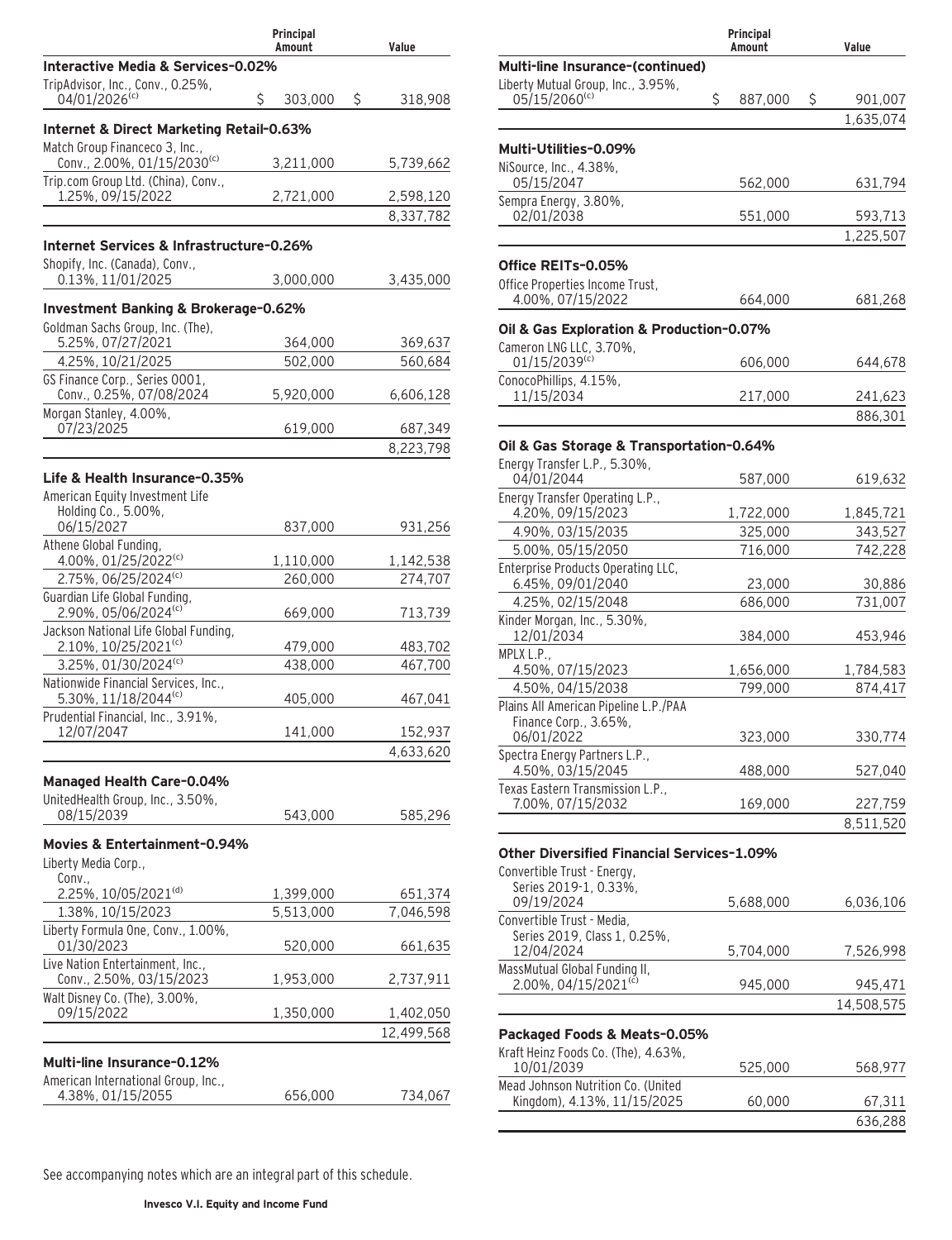| | Principal Amount | Value |
|---|---|---|
| **Interactive Media & Services-0.02%** | | |
| TripAdvisor, Inc., Conv., 0.25%, 04/01/2026[(c)] | $ 303,000 | $ 318,908 |
| **Internet & Direct Marketing Retail-0.63%** | | |
| Match Group Financeco 3, Inc., Conv., 2.00%, 01/15/2030[(c)] | 3,211,000 | 5,739,662 |
| Trip.com Group Ltd. (China), Conv., 1.25%, 09/15/2022 | 2,721,000 | 2,598,120 |
| | | 8,337,782 |
| **Internet Services & Infrastructure-0.26%** | | |
| Shopify, Inc. (Canada), Conv., 0.13%, 11/01/2025 | 3,000,000 | 3,435,000 |
| **Investment Banking & Brokerage-0.62%** | | |
| Goldman Sachs Group, Inc. (The), 5.25%, 07/27/2021 | 364,000 | 369,637 |
| 4.25%, 10/21/2025 | 502,000 | 560,684 |
| GS Finance Corp., Series 0001, Conv., 0.25%, 07/08/2024 | 5,920,000 | 6,606,128 |
| Morgan Stanley, 4.00%, 07/23/2025 | 619,000 | 687,349 |
| | | 8,223,798 |
| **Life & Health Insurance-0.35%** | | |
| American Equity Investment Life Holding Co., 5.00%, 06/15/2027 | 837,000 | 931,256 |
| Athene Global Funding, 4.00%, 01/25/2022[(c)] | 1,110,000 | 1,142,538 |
| 2.75%, 06/25/2024[(c)] | 260,000 | 274,707 |
| Guardian Life Global Funding, 2.90%, 05/06/2024[(c)] | 669,000 | 713,739 |
| Jackson National Life Global Funding, 2.10%, 10/25/2021[(c)] | 479,000 | 483,702 |
| 3.25%, 01/30/2024[(c)] | 438,000 | 467,700 |
| Nationwide Financial Services, Inc., 5.30%, 11/18/2044[(c)] | 405,000 | 467,041 |
| Prudential Financial, Inc., 3.91%, 12/07/2047 | 141,000 | 152,937 |
| | | 4,633,620 |
| **Managed Health Care-0.04%** | | |
| UnitedHealth Group, Inc., 3.50%, 08/15/2039 | 543,000 | 585,296 |
| **Movies & Entertainment-0.94%** | | |
| Liberty Media Corp., Conv., 2.25%, 10/05/2021[(d)] | 1,399,000 | 651,374 |
| 1.38%, 10/15/2023 | 5,513,000 | 7,046,598 |
| Liberty Formula One, Conv., 1.00%, 01/30/2023 | 520,000 | 661,635 |
| Live Nation Entertainment, Inc., Conv., 2.50%, 03/15/2023 | 1,953,000 | 2,737,911 |
| Walt Disney Co. (The), 3.00%, 09/15/2022 | 1,350,000 | 1,402,050 |
| | | 12,499,568 |
| **Multi-line Insurance-0.12%** | | |
| American International Group, Inc., 4.38%, 01/15/2055 | 656,000 | 734,067 |
| **Multi-line Insurance-(continued)** | | |
| Liberty Mutual Group, Inc., 3.95%, 05/15/2060[(c)] | $ 887,000 | $ 901,007 |
| | | 1,635,074 |
| **Multi-Utilities-0.09%** | | |
| NiSource, Inc., 4.38%, 05/15/2047 | 562,000 | 631,794 |
| Sempra Energy, 3.80%, 02/01/2038 | 551,000 | 593,713 |
| | | 1,225,507 |
| **Office REITs-0.05%** | | |
| Office Properties Income Trust, 4.00%, 07/15/2022 | 664,000 | 681,268 |
| **Oil & Gas Exploration & Production-0.07%** | | |
| Cameron LNG LLC, 3.70%, 01/15/2039[(c)] | 606,000 | 644,678 |
| ConocoPhillips, 4.15%, 11/15/2034 | 217,000 | 241,623 |
| | | 886,301 |
| **Oil & Gas Storage & Transportation-0.64%** | | |
| Energy Transfer L.P., 5.30%, 04/01/2044 | 587,000 | 619,632 |
| Energy Transfer Operating L.P., 4.20%, 09/15/2023 | 1,722,000 | 1,845,721 |
| 4.90%, 03/15/2035 | 325,000 | 343,527 |
| 5.00%, 05/15/2050 | 716,000 | 742,228 |
| Enterprise Products Operating LLC, 6.45%, 09/01/2040 | 23,000 | 30,886 |
| 4.25%, 02/15/2048 | 686,000 | 731,007 |
| Kinder Morgan, Inc., 5.30%, 12/01/2034 | 384,000 | 453,946 |
| MPLX L.P., 4.50%, 07/15/2023 | 1,656,000 | 1,784,583 |
| 4.50%, 04/15/2038 | 799,000 | 874,417 |
| Plains All American Pipeline L.P./PAA Finance Corp., 3.65%, 06/01/2022 | 323,000 | 330,774 |
| Spectra Energy Partners L.P., 4.50%, 03/15/2045 | 488,000 | 527,040 |
| Texas Eastern Transmission L.P., 7.00%, 07/15/2032 | 169,000 | 227,759 |
| | | 8,511,520 |
| **Other Diversified Financial Services-1.09%** | | |
| Convertible Trust - Energy, Series 2019-1, 0.33%, 09/19/2024 | 5,688,000 | 6,036,106 |
| Convertible Trust - Media, Series 2019, Class 1, 0.25%, 12/04/2024 | 5,704,000 | 7,526,998 |
| MassMutual Global Funding II, 2.00%, 04/15/2021[(c)] | 945,000 | 945,471 |
| | | 14,508,575 |
| **Packaged Foods & Meats-0.05%** | | |
| Kraft Heinz Foods Co. (The), 4.63%, 10/01/2039 | 525,000 | 568,977 |
| Mead Johnson Nutrition Co. (United Kingdom), 4.13%, 11/15/2025 | 60,000 | 67,311 |
| | | 636,288 |

See accompanying notes which are an integral part of this schedule.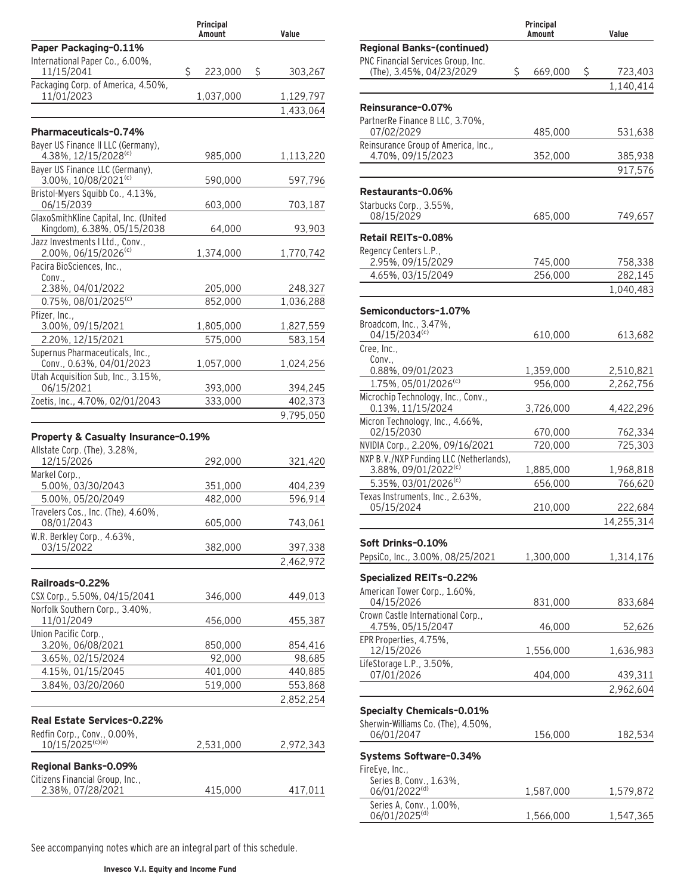| | Principal Amount | Value |
|---|---|---|
| **Paper Packaging-0.11%** | | |
| International Paper Co., 6.00%, 11/15/2041 | $ 223,000 | $ 303,267 |
| Packaging Corp. of America, 4.50%, 11/01/2023 | 1,037,000 | 1,129,797 |
| | | 1,433,064 |
| **Pharmaceuticals-0.74%** | | |
| Bayer US Finance II LLC (Germany), 4.38%, 12/15/2028[(c)] | 985,000 | 1,113,220 |
| Bayer US Finance LLC (Germany), 3.00%, 10/08/2021[(c)] | 590,000 | 597,796 |
| Bristol-Myers Squibb Co., 4.13%, 06/15/2039 | 603,000 | 703,187 |
| GlaxoSmithKline Capital, Inc. (United Kingdom), 6.38%, 05/15/2038 | 64,000 | 93,903 |
| Jazz Investments I Ltd., Conv., 2.00%, 06/15/2026[(c)] | 1,374,000 | 1,770,742 |
| Pacira BioSciences, Inc., Conv., | | |
| 2.38%, 04/01/2022 | 205,000 | 248,327 |
| 0.75%, 08/01/2025[(c)] | 852,000 | 1,036,288 |
| Pfizer, Inc., | | |
| 3.00%, 09/15/2021 | 1,805,000 | 1,827,559 |
| 2.20%, 12/15/2021 | 575,000 | 583,154 |
| Supernus Pharmaceuticals, Inc., Conv., 0.63%, 04/01/2023 | 1,057,000 | 1,024,256 |
| Utah Acquisition Sub, Inc., 3.15%, 06/15/2021 | 393,000 | 394,245 |
| Zoetis, Inc., 4.70%, 02/01/2043 | 333,000 | 402,373 |
| | | 9,795,050 |
| **Property & Casualty Insurance-0.19%** | | |
| Allstate Corp. (The), 3.28%, 12/15/2026 | 292,000 | 321,420 |
| Markel Corp., | | |
| 5.00%, 03/30/2043 | 351,000 | 404,239 |
| 5.00%, 05/20/2049 | 482,000 | 596,914 |
| Travelers Cos., Inc. (The), 4.60%, 08/01/2043 | 605,000 | 743,061 |
| W.R. Berkley Corp., 4.63%, 03/15/2022 | 382,000 | 397,338 |
| | | 2,462,972 |
| **Railroads-0.22%** | | |
| CSX Corp., 5.50%, 04/15/2041 | 346,000 | 449,013 |
| Norfolk Southern Corp., 3.40%, 11/01/2049 | 456,000 | 455,387 |
| Union Pacific Corp., | | |
| 3.20%, 06/08/2021 | 850,000 | 854,416 |
| 3.65%, 02/15/2024 | 92,000 | 98,685 |
| 4.15%, 01/15/2045 | 401,000 | 440,885 |
| 3.84%, 03/20/2060 | 519,000 | 553,868 |
| | | 2,852,254 |
| **Real Estate Services-0.22%** | | |
| Redfin Corp., Conv., 0.00%, 10/15/2025[(c)(e)] | 2,531,000 | 2,972,343 |
| **Regional Banks-0.09%** | | |
| Citizens Financial Group, Inc., 2.38%, 07/28/2021 | 415,000 | 417,011 |
| PNC Financial Services Group, Inc. (The), 3.45%, 04/23/2029 | $ 669,000 | $ 723,403 |
| | | 1,140,414 |
| **Reinsurance-0.07%** | | |
| PartnerRe Finance B LLC, 3.70%, 07/02/2029 | 485,000 | 531,638 |
| Reinsurance Group of America, Inc., 4.70%, 09/15/2023 | 352,000 | 385,938 |
| | | 917,576 |
| **Restaurants-0.06%** | | |
| Starbucks Corp., 3.55%, 08/15/2029 | 685,000 | 749,657 |
| **Retail REITs-0.08%** | | |
| Regency Centers L.P., | | |
| 2.95%, 09/15/2029 | 745,000 | 758,338 |
| 4.65%, 03/15/2049 | 256,000 | 282,145 |
| | | 1,040,483 |
| **Semiconductors-1.07%** | | |
| Broadcom, Inc., 3.47%, 04/15/2034[(c)] | 610,000 | 613,682 |
| Cree, Inc., Conv., | | |
| 0.88%, 09/01/2023 | 1,359,000 | 2,510,821 |
| 1.75%, 05/01/2026[(c)] | 956,000 | 2,262,756 |
| Microchip Technology, Inc., Conv., 0.13%, 11/15/2024 | 3,726,000 | 4,422,296 |
| Micron Technology, Inc., 4.66%, 02/15/2030 | 670,000 | 762,334 |
| NVIDIA Corp., 2.20%, 09/16/2021 | 720,000 | 725,303 |
| NXP B.V./NXP Funding LLC (Netherlands), 3.88%, 09/01/2022[(c)] | 1,885,000 | 1,968,818 |
| 5.35%, 03/01/2026[(c)] | 656,000 | 766,620 |
| Texas Instruments, Inc., 2.63%, 05/15/2024 | 210,000 | 222,684 |
| | | 14,255,314 |
| **Soft Drinks-0.10%** | | |
| PepsiCo, Inc., 3.00%, 08/25/2021 | 1,300,000 | 1,314,176 |
| **Specialized REITs-0.22%** | | |
| American Tower Corp., 1.60%, 04/15/2026 | 831,000 | 833,684 |
| Crown Castle International Corp., 4.75%, 05/15/2047 | 46,000 | 52,626 |
| EPR Properties, 4.75%, 12/15/2026 | 1,556,000 | 1,636,983 |
| LifeStorage L.P., 3.50%, 07/01/2026 | 404,000 | 439,311 |
| | | 2,962,604 |
| **Specialty Chemicals-0.01%** | | |
| Sherwin-Williams Co. (The), 4.50%, 06/01/2047 | 156,000 | 182,534 |
| **Systems Software-0.34%** | | |
| FireEye, Inc., | | |
| Series B, Conv., 1.63%, 06/01/2022[(d)] | 1,587,000 | 1,579,872 |
| Series A, Conv., 1.00%, 06/01/2025[(d)] | 1,566,000 | 1,547,365 |

See accompanying notes which are an integral part of this schedule.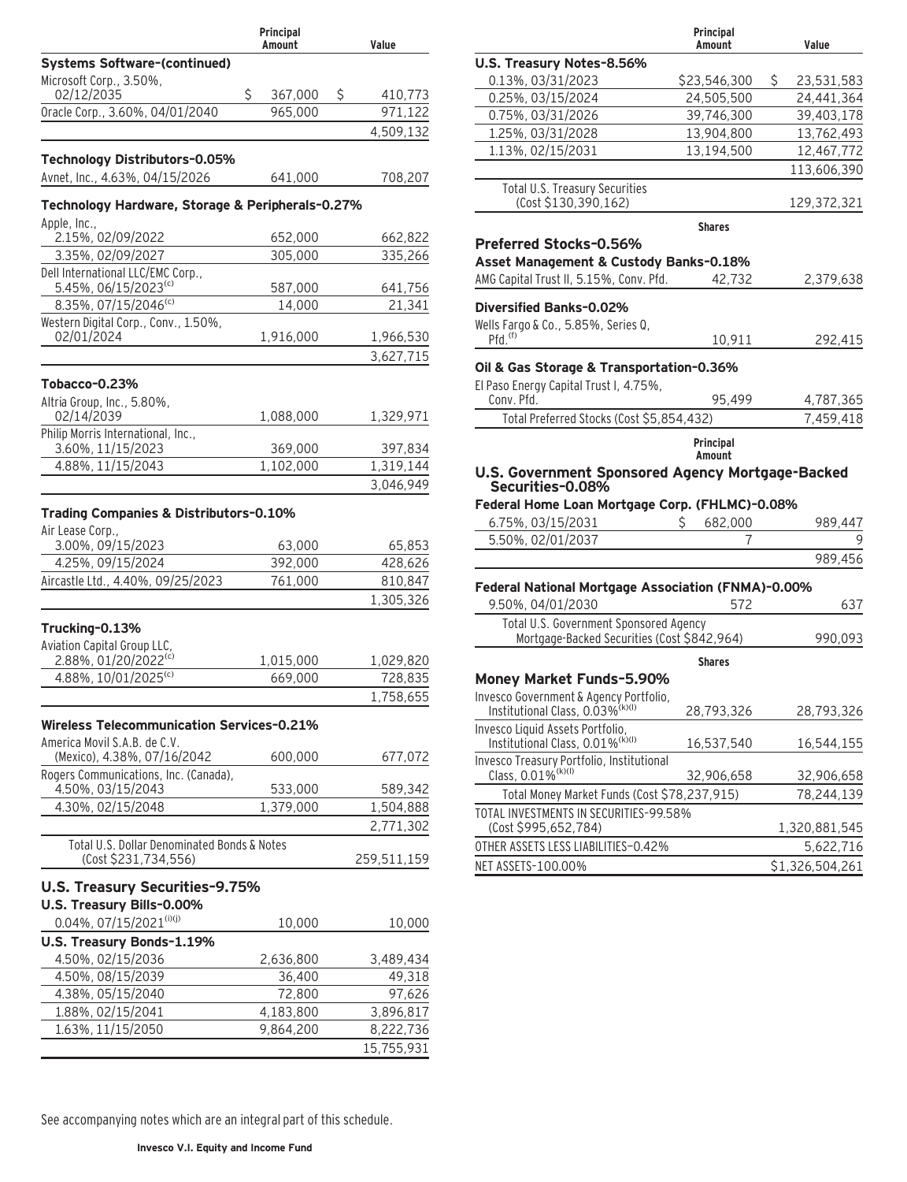| | Principal Amount | Value |
|---|---|---|
| **Systems Software–(continued)** | | |
| Microsoft Corp., 3.50%, 02/12/2035 | $ 367,000 | $ 410,773 |
| Oracle Corp., 3.60%, 04/01/2040 | 965,000 | 971,122 |
| | | 4,509,132 |
| **Technology Distributors–0.05%** | | |
| Avnet, Inc., 4.63%, 04/15/2026 | 641,000 | 708,207 |
| **Technology Hardware, Storage & Peripherals–0.27%** | | |
| Apple, Inc., 2.15%, 02/09/2022 | 652,000 | 662,822 |
| 3.35%, 02/09/2027 | 305,000 | 335,266 |
| Dell International LLC/EMC Corp., 5.45%, 06/15/2023(c) | 587,000 | 641,756 |
| 8.35%, 07/15/2046(c) | 14,000 | 21,341 |
| Western Digital Corp., Conv., 1.50%, 02/01/2024 | 1,916,000 | 1,966,530 |
| | | 3,627,715 |
| **Tobacco–0.23%** | | |
| Altria Group, Inc., 5.80%, 02/14/2039 | 1,088,000 | 1,329,971 |
| Philip Morris International, Inc., 3.60%, 11/15/2023 | 369,000 | 397,834 |
| 4.88%, 11/15/2043 | 1,102,000 | 1,319,144 |
| | | 3,046,949 |
| **Trading Companies & Distributors–0.10%** | | |
| Air Lease Corp., 3.00%, 09/15/2023 | 63,000 | 65,853 |
| 4.25%, 09/15/2024 | 392,000 | 428,626 |
| Aircastle Ltd., 4.40%, 09/25/2023 | 761,000 | 810,847 |
| | | 1,305,326 |
| **Trucking–0.13%** | | |
| Aviation Capital Group LLC, 2.88%, 01/20/2022(c) | 1,015,000 | 1,029,820 |
| 4.88%, 10/01/2025(c) | 669,000 | 728,835 |
| | | 1,758,655 |
| **Wireless Telecommunication Services–0.21%** | | |
| America Movil S.A.B. de C.V. (Mexico), 4.38%, 07/16/2042 | 600,000 | 677,072 |
| Rogers Communications, Inc. (Canada), 4.50%, 03/15/2043 | 533,000 | 589,342 |
| 4.30%, 02/15/2048 | 1,379,000 | 1,504,888 |
| | | 2,771,302 |
| Total U.S. Dollar Denominated Bonds & Notes (Cost $231,734,556) | | 259,511,159 |
| **U.S. Treasury Securities–9.75%** | | |
| **U.S. Treasury Bills–0.00%** | | |
| 0.04%, 07/15/2021(i)(j) | 10,000 | 10,000 |
| **U.S. Treasury Bonds–1.19%** | | |
| 4.50%, 02/15/2036 | 2,636,800 | 3,489,434 |
| 4.50%, 08/15/2039 | 36,400 | 49,318 |
| 4.38%, 05/15/2040 | 72,800 | 97,626 |
| 1.88%, 02/15/2041 | 4,183,800 | 3,896,817 |
| 1.63%, 11/15/2050 | 9,864,200 | 8,222,736 |
| | | 15,755,931 |
| **U.S. Treasury Notes–8.56%** | | |
| 0.13%, 03/31/2023 | $23,546,300 | $ 23,531,583 |
| 0.25%, 03/15/2024 | 24,505,500 | 24,441,364 |
| 0.75%, 03/31/2026 | 39,746,300 | 39,403,178 |
| 1.25%, 03/31/2028 | 13,904,800 | 13,762,493 |
| 1.13%, 02/15/2031 | 13,194,500 | 12,467,772 |
| | | 113,606,390 |
| Total U.S. Treasury Securities (Cost $130,390,162) | | 129,372,321 |
| | **Shares** | |
| **Preferred Stocks–0.56%** | | |
| **Asset Management & Custody Banks–0.18%** | | |
| AMG Capital Trust II, 5.15%, Conv. Pfd. | 42,732 | 2,379,638 |
| **Diversified Banks–0.02%** | | |
| Wells Fargo & Co., 5.85%, Series Q, Pfd.(f) | 10,911 | 292,415 |
| **Oil & Gas Storage & Transportation–0.36%** | | |
| El Paso Energy Capital Trust I, 4.75%, Conv. Pfd. | 95,499 | 4,787,365 |
| Total Preferred Stocks (Cost $5,854,432) | | 7,459,418 |
| | **Principal Amount** | |
| **U.S. Government Sponsored Agency Mortgage-Backed Securities–0.08%** | | |
| **Federal Home Loan Mortgage Corp. (FHLMC)–0.08%** | | |
| 6.75%, 03/15/2031 | $ 682,000 | 989,447 |
| 5.50%, 02/01/2037 | 7 | 9 |
| | | 989,456 |
| **Federal National Mortgage Association (FNMA)–0.00%** | | |
| 9.50%, 04/01/2030 | 572 | 637 |
| Total U.S. Government Sponsored Agency Mortgage-Backed Securities (Cost $842,964) | | 990,093 |
| | **Shares** | |
| **Money Market Funds–5.90%** | | |
| Invesco Government & Agency Portfolio, Institutional Class, 0.03%(k)(l) | 28,793,326 | 28,793,326 |
| Invesco Liquid Assets Portfolio, Institutional Class, 0.01%(k)(l) | 16,537,540 | 16,544,155 |
| Invesco Treasury Portfolio, Institutional Class, 0.01%(k)(l) | 32,906,658 | 32,906,658 |
| Total Money Market Funds (Cost $78,237,915) | | 78,244,139 |
| TOTAL INVESTMENTS IN SECURITIES–99.58% (Cost $995,652,784) | | 1,320,881,545 |
| OTHER ASSETS LESS LIABILITIES–0.42% | | 5,622,716 |
| NET ASSETS–100.00% | | $1,326,504,261 |

See accompanying notes which are an integral part of this schedule.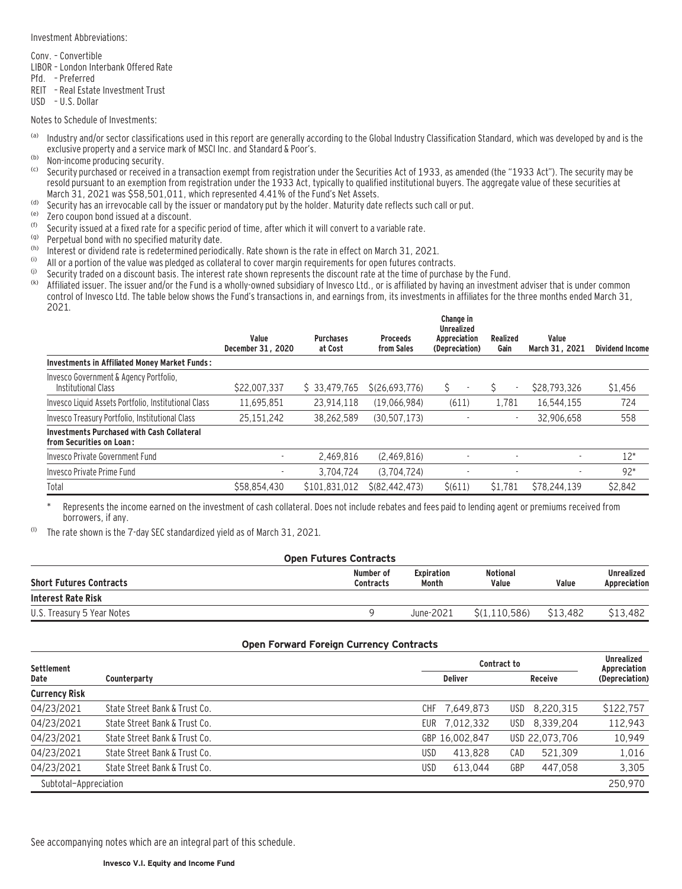Investment Abbreviations:

Conv. – Convertible
LIBOR – London Interbank Offered Rate
Pfd. – Preferred
REIT – Real Estate Investment Trust
USD – U.S. Dollar

Notes to Schedule of Investments:

(a) Industry and/or sector classifications used in this report are generally according to the Global Industry Classification Standard, which was developed by and is the exclusive property and a service mark of MSCI Inc. and Standard & Poor's.

(b) Non-income producing security.

(c) Security purchased or received in a transaction exempt from registration under the Securities Act of 1933, as amended (the "1933 Act"). The security may be resold pursuant to an exemption from registration under the 1933 Act, typically to qualified institutional buyers. The aggregate value of these securities at March 31, 2021 was $58,501,011, which represented 4.41% of the Fund's Net Assets.

(d) Security has an irrevocable call by the issuer or mandatory put by the holder. Maturity date reflects such call or put.

(e) Zero coupon bond issued at a discount.

(f) Security issued at a fixed rate for a specific period of time, after which it will convert to a variable rate.

(g) Perpetual bond with no specified maturity date.

(h) Interest or dividend rate is redetermined periodically. Rate shown is the rate in effect on March 31, 2021.

(i) All or a portion of the value was pledged as collateral to cover margin requirements for open futures contracts.

(j) Security traded on a discount basis. The interest rate shown represents the discount rate at the time of purchase by the Fund.

(k) Affiliated issuer. The issuer and/or the Fund is a wholly-owned subsidiary of Invesco Ltd., or is affiliated by having an investment adviser that is under common control of Invesco Ltd. The table below shows the Fund's transactions in, and earnings from, its investments in affiliates for the three months ended March 31, 2021.

| | Value December 31, 2020 | Purchases at Cost | Proceeds from Sales | Change in Unrealized Appreciation (Depreciation) | Realized Gain | Value March 31, 2021 | Dividend Income |
|---|---|---|---|---|---|---|---|
| **Investments in Affiliated Money Market Funds:** | | | | | | | |
| Invesco Government & Agency Portfolio, Institutional Class | $22,007,337 | $ 33,479,765 | $(26,693,776) | $ - | $ - | $28,793,326 | $1,456 |
| Invesco Liquid Assets Portfolio, Institutional Class | 11,695,851 | 23,914,118 | (19,066,984) | (611) | 1,781 | 16,544,155 | 724 |
| Invesco Treasury Portfolio, Institutional Class | 25,151,242 | 38,262,589 | (30,507,173) | - | - | 32,906,658 | 558 |
| **Investments Purchased with Cash Collateral from Securities on Loan:** | | | | | | | |
| Invesco Private Government Fund | - | 2,469,816 | (2,469,816) | - | - | - | 12* |
| Invesco Private Prime Fund | - | 3,704,724 | (3,704,724) | - | - | - | 92* |
| Total | $58,854,430 | $101,831,012 | $(82,442,473) | $(611) | $1,781 | $78,244,139 | $2,842 |

\* Represents the income earned on the investment of cash collateral. Does not include rebates and fees paid to lending agent or premiums received from borrowers, if any.

(l) The rate shown is the 7-day SEC standardized yield as of March 31, 2021.

**Open Futures Contracts**

| Short Futures Contracts | Number of Contracts | Expiration Month | Notional Value | Value | Unrealized Appreciation |
|---|---|---|---|---|---|
| **Interest Rate Risk** | | | | | |
| U.S. Treasury 5 Year Notes | 9 | June-2021 | $(1,110,586) | $13,482 | $13,482 |

**Open Forward Foreign Currency Contracts**

| Settlement Date | Counterparty | Contract to Deliver | Contract to Receive | Unrealized Appreciation (Depreciation) |
|---|---|---|---|---|
| **Currency Risk** | | | | |
| 04/23/2021 | State Street Bank & Trust Co. | CHF 7,649,873 | USD 8,220,315 | $122,757 |
| 04/23/2021 | State Street Bank & Trust Co. | EUR 7,012,332 | USD 8,339,204 | 112,943 |
| 04/23/2021 | State Street Bank & Trust Co. | GBP 16,002,847 | USD 22,073,706 | 10,949 |
| 04/23/2021 | State Street Bank & Trust Co. | USD 413,828 | CAD 521,309 | 1,016 |
| 04/23/2021 | State Street Bank & Trust Co. | USD 613,044 | GBP 447,058 | 3,305 |
| Subtotal–Appreciation | | | | 250,970 |

See accompanying notes which are an integral part of this schedule.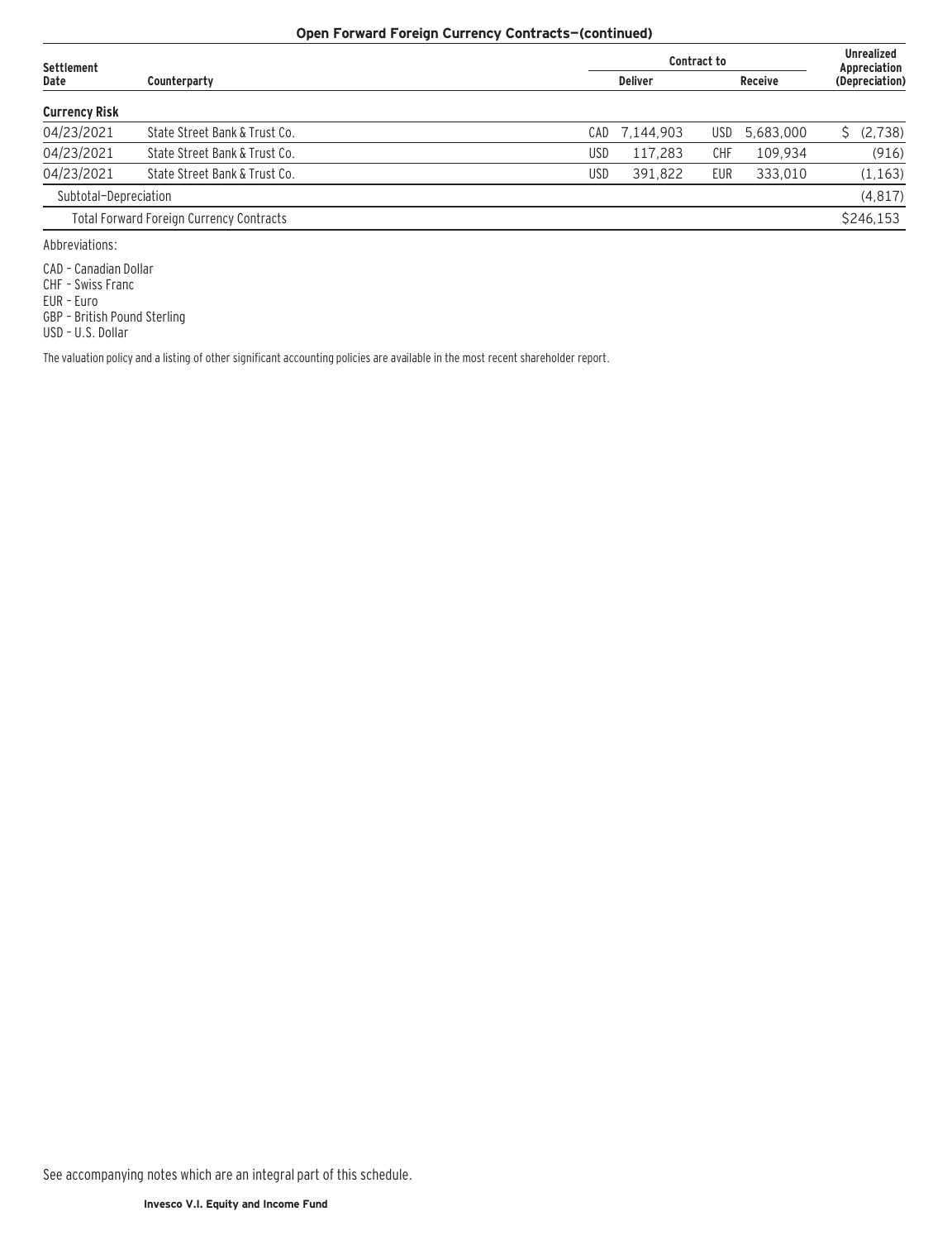**Open Forward Foreign Currency Contracts—(continued)**

| Settlement Date | Counterparty | Contract to | | | | Unrealized Appreciation (Depreciation) |
|---|---|---|---|---|---|---|
| | | Deliver | | Receive | | |
| **Currency Risk** | | | | | | |
| 04/23/2021 | State Street Bank & Trust Co. | CAD | 7,144,903 | USD | 5,683,000 | $ (2,738) |
| 04/23/2021 | State Street Bank & Trust Co. | USD | 117,283 | CHF | 109,934 | (916) |
| 04/23/2021 | State Street Bank & Trust Co. | USD | 391,822 | EUR | 333,010 | (1,163) |
| Subtotal—Depreciation | | | | | | (4,817) |
| Total Forward Foreign Currency Contracts | | | | | | $246,153 |

Abbreviations:

CAD – Canadian Dollar
CHF – Swiss Franc
EUR – Euro
GBP – British Pound Sterling
USD – U.S. Dollar

The valuation policy and a listing of other significant accounting policies are available in the most recent shareholder report.

See accompanying notes which are an integral part of this schedule.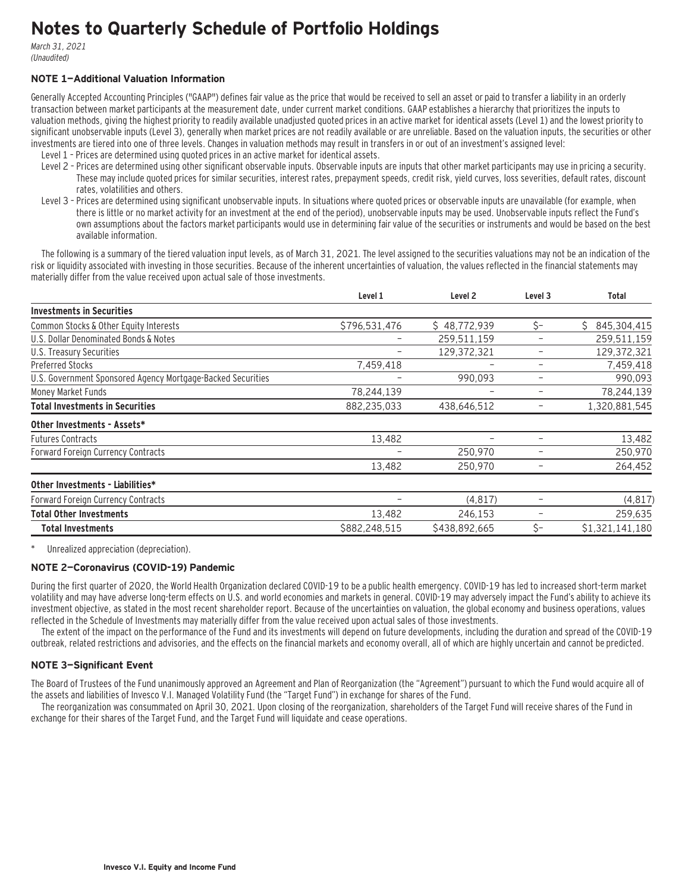# Notes to Quarterly Schedule of Portfolio Holdings

*March 31, 2021*
*(Unaudited)*

### NOTE 1—Additional Valuation Information

Generally Accepted Accounting Principles ("GAAP") defines fair value as the price that would be received to sell an asset or paid to transfer a liability in an orderly transaction between market participants at the measurement date, under current market conditions. GAAP establishes a hierarchy that prioritizes the inputs to valuation methods, giving the highest priority to readily available unadjusted quoted prices in an active market for identical assets (Level 1) and the lowest priority to significant unobservable inputs (Level 3), generally when market prices are not readily available or are unreliable. Based on the valuation inputs, the securities or other investments are tiered into one of three levels. Changes in valuation methods may result in transfers in or out of an investment's assigned level:

Level 1 – Prices are determined using quoted prices in an active market for identical assets.

Level 2 – Prices are determined using other significant observable inputs. Observable inputs are inputs that other market participants may use in pricing a security. These may include quoted prices for similar securities, interest rates, prepayment speeds, credit risk, yield curves, loss severities, default rates, discount rates, volatilities and others.

Level 3 – Prices are determined using significant unobservable inputs. In situations where quoted prices or observable inputs are unavailable (for example, when there is little or no market activity for an investment at the end of the period), unobservable inputs may be used. Unobservable inputs reflect the Fund's own assumptions about the factors market participants would use in determining fair value of the securities or instruments and would be based on the best available information.

The following is a summary of the tiered valuation input levels, as of March 31, 2021. The level assigned to the securities valuations may not be an indication of the risk or liquidity associated with investing in those securities. Because of the inherent uncertainties of valuation, the values reflected in the financial statements may materially differ from the value received upon actual sale of those investments.

| | Level 1 | Level 2 | Level 3 | Total |
|---|---|---|---|---|
| **Investments in Securities** | | | | |
| Common Stocks & Other Equity Interests | $796,531,476 | $ 48,772,939 | $– | $ 845,304,415 |
| U.S. Dollar Denominated Bonds & Notes | – | 259,511,159 | – | 259,511,159 |
| U.S. Treasury Securities | – | 129,372,321 | – | 129,372,321 |
| Preferred Stocks | 7,459,418 | – | – | 7,459,418 |
| U.S. Government Sponsored Agency Mortgage-Backed Securities | – | 990,093 | – | 990,093 |
| Money Market Funds | 78,244,139 | – | – | 78,244,139 |
| **Total Investments in Securities** | 882,235,033 | 438,646,512 | – | 1,320,881,545 |
| **Other Investments - Assets*** | | | | |
| Futures Contracts | 13,482 | – | – | 13,482 |
| Forward Foreign Currency Contracts | – | 250,970 | – | 250,970 |
| | 13,482 | 250,970 | – | 264,452 |
| **Other Investments - Liabilities*** | | | | |
| Forward Foreign Currency Contracts | – | (4,817) | – | (4,817) |
| **Total Other Investments** | 13,482 | 246,153 | – | 259,635 |
| **Total Investments** | $882,248,515 | $438,892,665 | $– | $1,321,141,180 |

\* Unrealized appreciation (depreciation).

### NOTE 2—Coronavirus (COVID-19) Pandemic

During the first quarter of 2020, the World Health Organization declared COVID-19 to be a public health emergency. COVID-19 has led to increased short-term market volatility and may have adverse long-term effects on U.S. and world economies and markets in general. COVID-19 may adversely impact the Fund's ability to achieve its investment objective, as stated in the most recent shareholder report. Because of the uncertainties on valuation, the global economy and business operations, values reflected in the Schedule of Investments may materially differ from the value received upon actual sales of those investments.

The extent of the impact on the performance of the Fund and its investments will depend on future developments, including the duration and spread of the COVID-19 outbreak, related restrictions and advisories, and the effects on the financial markets and economy overall, all of which are highly uncertain and cannot be predicted.

### NOTE 3—Significant Event

The Board of Trustees of the Fund unanimously approved an Agreement and Plan of Reorganization (the "Agreement") pursuant to which the Fund would acquire all of the assets and liabilities of Invesco V.I. Managed Volatility Fund (the "Target Fund") in exchange for shares of the Fund.

The reorganization was consummated on April 30, 2021. Upon closing of the reorganization, shareholders of the Target Fund will receive shares of the Fund in exchange for their shares of the Target Fund, and the Target Fund will liquidate and cease operations.